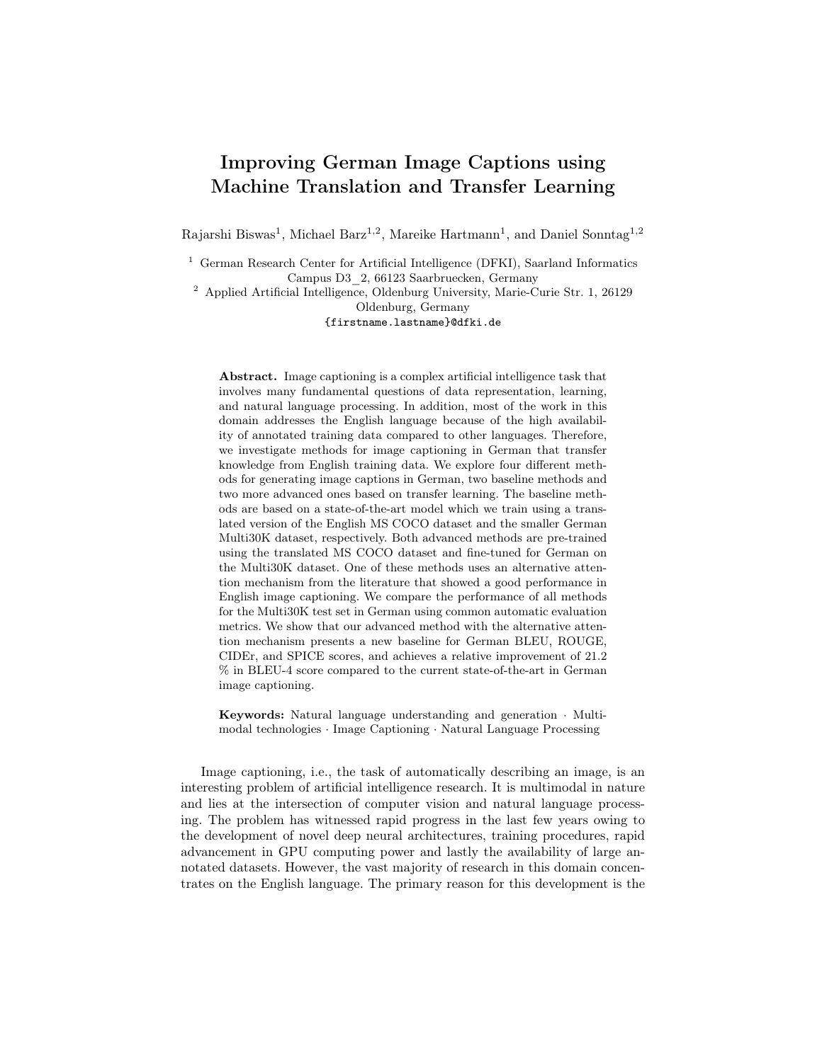# Improving German Image Captions using Machine Translation and Transfer Learning

Rajarshi Biswas[1], Michael Barz[1,2], Mareike Hartmann[1], and Daniel Sonntag[1,2]

[1] German Research Center for Artificial Intelligence (DFKI), Saarland Informatics Campus D3_2, 66123 Saarbruecken, Germany

[2] Applied Artificial Intelligence, Oldenburg University, Marie-Curie Str. 1, 26129 Oldenburg, Germany

{firstname.lastname}@dfki.de

**Abstract.** Image captioning is a complex artificial intelligence task that involves many fundamental questions of data representation, learning, and natural language processing. In addition, most of the work in this domain addresses the English language because of the high availability of annotated training data compared to other languages. Therefore, we investigate methods for image captioning in German that transfer knowledge from English training data. We explore four different methods for generating image captions in German, two baseline methods and two more advanced ones based on transfer learning. The baseline methods are based on a state-of-the-art model which we train using a translated version of the English MS COCO dataset and the smaller German Multi30K dataset, respectively. Both advanced methods are pre-trained using the translated MS COCO dataset and fine-tuned for German on the Multi30K dataset. One of these methods uses an alternative attention mechanism from the literature that showed a good performance in English image captioning. We compare the performance of all methods for the Multi30K test set in German using common automatic evaluation metrics. We show that our advanced method with the alternative attention mechanism presents a new baseline for German BLEU, ROUGE, CIDEr, and SPICE scores, and achieves a relative improvement of 21.2 % in BLEU-4 score compared to the current state-of-the-art in German image captioning.

**Keywords:** Natural language understanding and generation · Multimodal technologies · Image Captioning · Natural Language Processing

Image captioning, i.e., the task of automatically describing an image, is an interesting problem of artificial intelligence research. It is multimodal in nature and lies at the intersection of computer vision and natural language processing. The problem has witnessed rapid progress in the last few years owing to the development of novel deep neural architectures, training procedures, rapid advancement in GPU computing power and lastly the availability of large annotated datasets. However, the vast majority of research in this domain concentrates on the English language. The primary reason for this development is the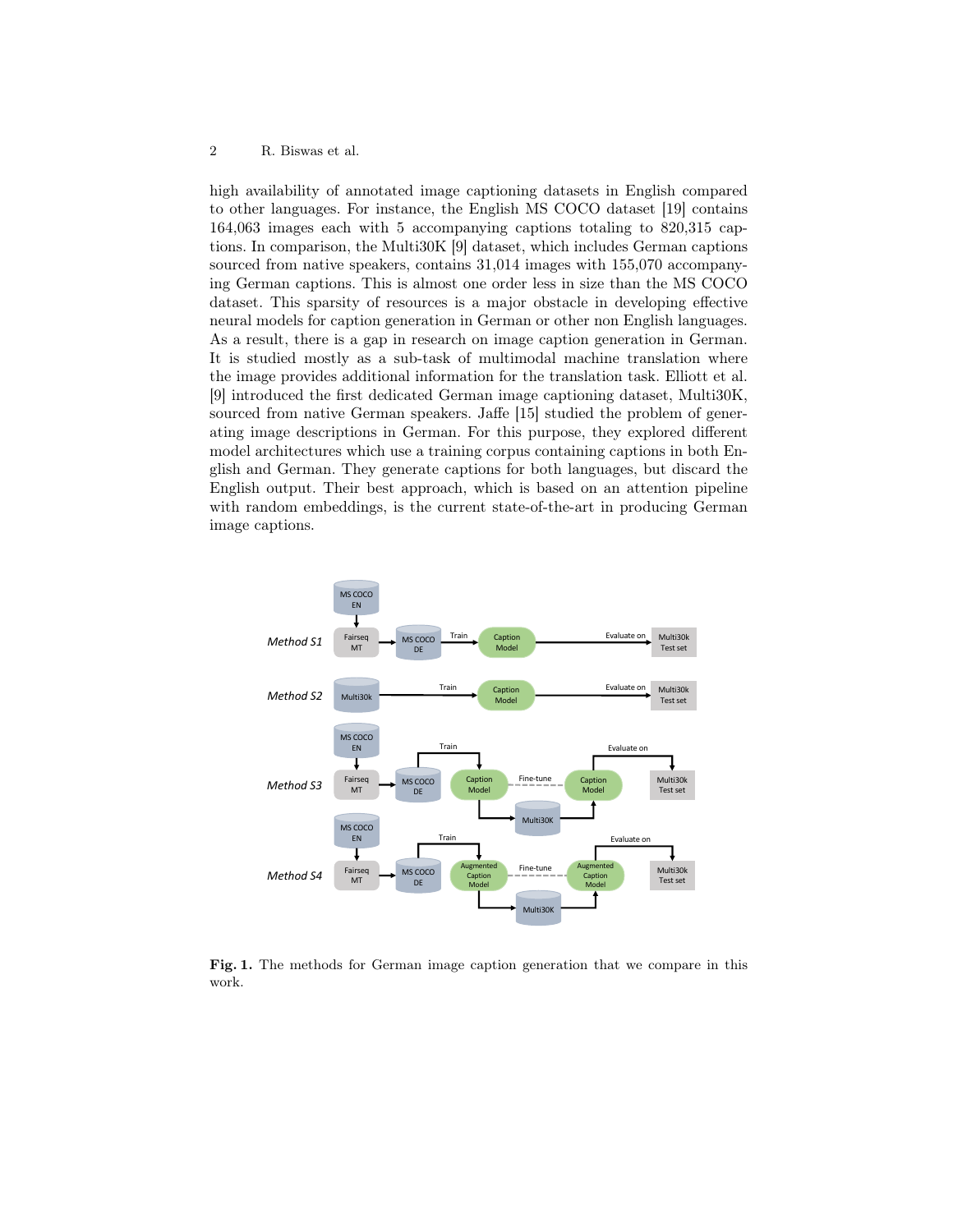high availability of annotated image captioning datasets in English compared to other languages. For instance, the English MS COCO dataset [19] contains 164,063 images each with 5 accompanying captions totaling to 820,315 captions. In comparison, the Multi30K [9] dataset, which includes German captions sourced from native speakers, contains 31,014 images with 155,070 accompanying German captions. This is almost one order less in size than the MS COCO dataset. This sparsity of resources is a major obstacle in developing effective neural models for caption generation in German or other non English languages. As a result, there is a gap in research on image caption generation in German. It is studied mostly as a sub-task of multimodal machine translation where the image provides additional information for the translation task. Elliott et al. [9] introduced the first dedicated German image captioning dataset, Multi30K, sourced from native German speakers. Jaffe [15] studied the problem of generating image descriptions in German. For this purpose, they explored different model architectures which use a training corpus containing captions in both English and German. They generate captions for both languages, but discard the English output. Their best approach, which is based on an attention pipeline with random embeddings, is the current state-of-the-art in producing German image captions.

**Fig. 1.** The methods for German image caption generation that we compare in this work.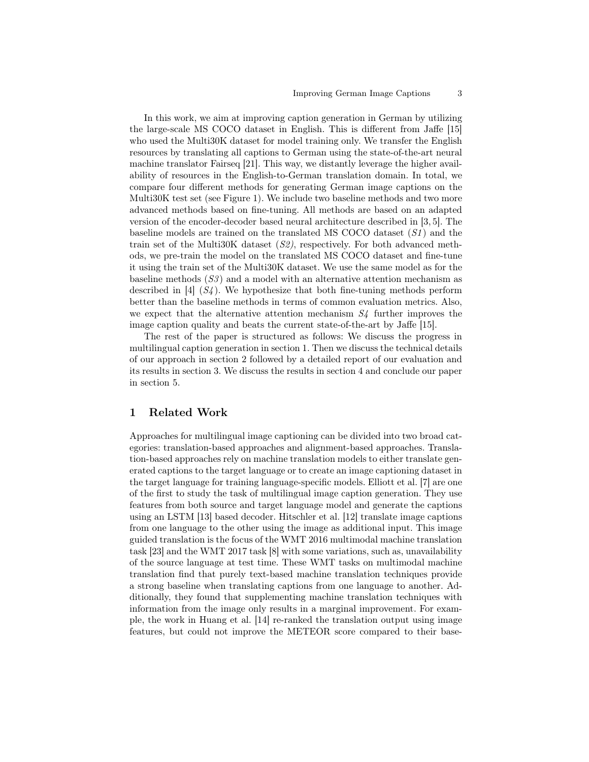In this work, we aim at improving caption generation in German by utilizing the large-scale MS COCO dataset in English. This is different from Jaffe [15] who used the Multi30K dataset for model training only. We transfer the English resources by translating all captions to German using the state-of-the-art neural machine translator Fairseq [21]. This way, we distantly leverage the higher availability of resources in the English-to-German translation domain. In total, we compare four different methods for generating German image captions on the Multi30K test set (see Figure 1). We include two baseline methods and two more advanced methods based on fine-tuning. All methods are based on an adapted version of the encoder-decoder based neural architecture described in [3, 5]. The baseline models are trained on the translated MS COCO dataset (*S1*) and the train set of the Multi30K dataset (*S2*), respectively. For both advanced methods, we pre-train the model on the translated MS COCO dataset and fine-tune it using the train set of the Multi30K dataset. We use the same model as for the baseline methods (*S3*) and a model with an alternative attention mechanism as described in [4] (*S4*). We hypothesize that both fine-tuning methods perform better than the baseline methods in terms of common evaluation metrics. Also, we expect that the alternative attention mechanism *S4* further improves the image caption quality and beats the current state-of-the-art by Jaffe [15].

The rest of the paper is structured as follows: We discuss the progress in multilingual caption generation in section 1. Then we discuss the technical details of our approach in section 2 followed by a detailed report of our evaluation and its results in section 3. We discuss the results in section 4 and conclude our paper in section 5.

## 1 Related Work

Approaches for multilingual image captioning can be divided into two broad categories: translation-based approaches and alignment-based approaches. Translation-based approaches rely on machine translation models to either translate generated captions to the target language or to create an image captioning dataset in the target language for training language-specific models. Elliott et al. [7] are one of the first to study the task of multilingual image caption generation. They use features from both source and target language model and generate the captions using an LSTM [13] based decoder. Hitschler et al. [12] translate image captions from one language to the other using the image as additional input. This image guided translation is the focus of the WMT 2016 multimodal machine translation task [23] and the WMT 2017 task [8] with some variations, such as, unavailability of the source language at test time. These WMT tasks on multimodal machine translation find that purely text-based machine translation techniques provide a strong baseline when translating captions from one language to another. Additionally, they found that supplementing machine translation techniques with information from the image only results in a marginal improvement. For example, the work in Huang et al. [14] re-ranked the translation output using image features, but could not improve the METEOR score compared to their base-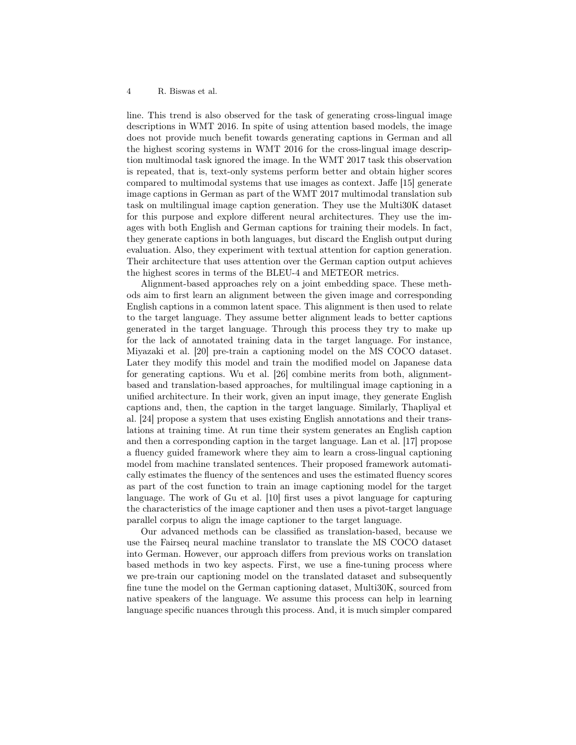line. This trend is also observed for the task of generating cross-lingual image descriptions in WMT 2016. In spite of using attention based models, the image does not provide much benefit towards generating captions in German and all the highest scoring systems in WMT 2016 for the cross-lingual image description multimodal task ignored the image. In the WMT 2017 task this observation is repeated, that is, text-only systems perform better and obtain higher scores compared to multimodal systems that use images as context. Jaffe [15] generate image captions in German as part of the WMT 2017 multimodal translation sub task on multilingual image caption generation. They use the Multi30K dataset for this purpose and explore different neural architectures. They use the images with both English and German captions for training their models. In fact, they generate captions in both languages, but discard the English output during evaluation. Also, they experiment with textual attention for caption generation. Their architecture that uses attention over the German caption output achieves the highest scores in terms of the BLEU-4 and METEOR metrics.

Alignment-based approaches rely on a joint embedding space. These methods aim to first learn an alignment between the given image and corresponding English captions in a common latent space. This alignment is then used to relate to the target language. They assume better alignment leads to better captions generated in the target language. Through this process they try to make up for the lack of annotated training data in the target language. For instance, Miyazaki et al. [20] pre-train a captioning model on the MS COCO dataset. Later they modify this model and train the modified model on Japanese data for generating captions. Wu et al. [26] combine merits from both, alignment-based and translation-based approaches, for multilingual image captioning in a unified architecture. In their work, given an input image, they generate English captions and, then, the caption in the target language. Similarly, Thapliyal et al. [24] propose a system that uses existing English annotations and their translations at training time. At run time their system generates an English caption and then a corresponding caption in the target language. Lan et al. [17] propose a fluency guided framework where they aim to learn a cross-lingual captioning model from machine translated sentences. Their proposed framework automatically estimates the fluency of the sentences and uses the estimated fluency scores as part of the cost function to train an image captioning model for the target language. The work of Gu et al. [10] first uses a pivot language for capturing the characteristics of the image captioner and then uses a pivot-target language parallel corpus to align the image captioner to the target language.

Our advanced methods can be classified as translation-based, because we use the Fairseq neural machine translator to translate the MS COCO dataset into German. However, our approach differs from previous works on translation based methods in two key aspects. First, we use a fine-tuning process where we pre-train our captioning model on the translated dataset and subsequently fine tune the model on the German captioning dataset, Multi30K, sourced from native speakers of the language. We assume this process can help in learning language specific nuances through this process. And, it is much simpler compared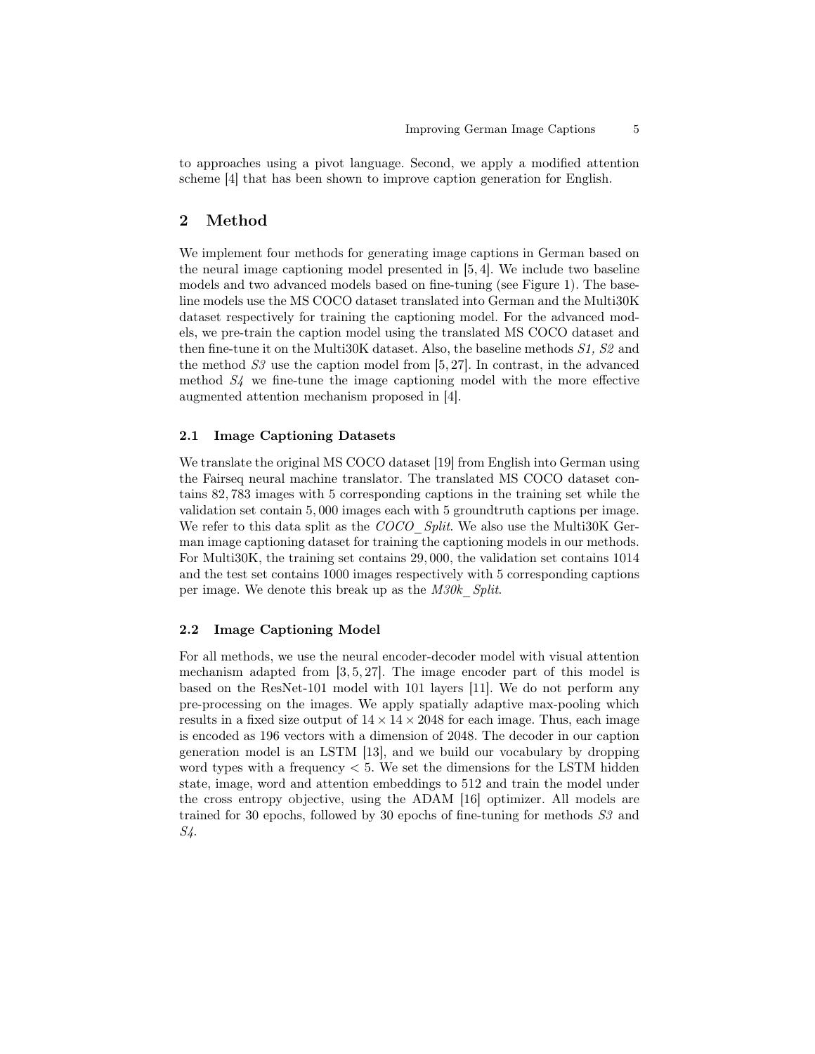to approaches using a pivot language. Second, we apply a modified attention scheme [4] that has been shown to improve caption generation for English.

## 2 Method

We implement four methods for generating image captions in German based on the neural image captioning model presented in [5, 4]. We include two baseline models and two advanced models based on fine-tuning (see Figure 1). The baseline models use the MS COCO dataset translated into German and the Multi30K dataset respectively for training the captioning model. For the advanced models, we pre-train the caption model using the translated MS COCO dataset and then fine-tune it on the Multi30K dataset. Also, the baseline methods *S1, S2* and the method *S3* use the caption model from [5, 27]. In contrast, in the advanced method *S4* we fine-tune the image captioning model with the more effective augmented attention mechanism proposed in [4].

### 2.1 Image Captioning Datasets

We translate the original MS COCO dataset [19] from English into German using the Fairseq neural machine translator. The translated MS COCO dataset contains 82,783 images with 5 corresponding captions in the training set while the validation set contain 5,000 images each with 5 groundtruth captions per image. We refer to this data split as the *COCO_Split*. We also use the Multi30K German image captioning dataset for training the captioning models in our methods. For Multi30K, the training set contains 29,000, the validation set contains 1014 and the test set contains 1000 images respectively with 5 corresponding captions per image. We denote this break up as the *M30k_Split*.

### 2.2 Image Captioning Model

For all methods, we use the neural encoder-decoder model with visual attention mechanism adapted from [3, 5, 27]. The image encoder part of this model is based on the ResNet-101 model with 101 layers [11]. We do not perform any pre-processing on the images. We apply spatially adaptive max-pooling which results in a fixed size output of $14 \times 14 \times 2048$ for each image. Thus, each image is encoded as 196 vectors with a dimension of 2048. The decoder in our caption generation model is an LSTM [13], and we build our vocabulary by dropping word types with a frequency $< 5$. We set the dimensions for the LSTM hidden state, image, word and attention embeddings to 512 and train the model under the cross entropy objective, using the ADAM [16] optimizer. All models are trained for 30 epochs, followed by 30 epochs of fine-tuning for methods *S3* and *S4*.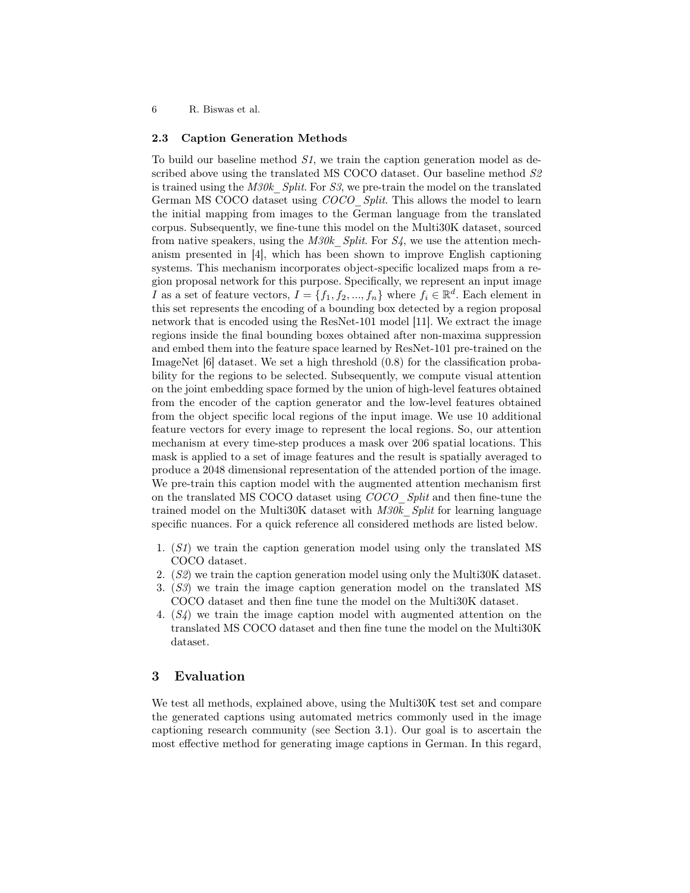### 2.3 Caption Generation Methods

To build our baseline method *S1*, we train the caption generation model as described above using the translated MS COCO dataset. Our baseline method *S2* is trained using the *M30k_Split*. For *S3*, we pre-train the model on the translated German MS COCO dataset using *COCO_Split*. This allows the model to learn the initial mapping from images to the German language from the translated corpus. Subsequently, we fine-tune this model on the Multi30K dataset, sourced from native speakers, using the *M30k_Split*. For *S4*, we use the attention mechanism presented in [4], which has been shown to improve English captioning systems. This mechanism incorporates object-specific localized maps from a region proposal network for this purpose. Specifically, we represent an input image $I$ as a set of feature vectors, $I = \{f_1, f_2, ..., f_n\}$ where $f_i \in \mathbb{R}^d$. Each element in this set represents the encoding of a bounding box detected by a region proposal network that is encoded using the ResNet-101 model [11]. We extract the image regions inside the final bounding boxes obtained after non-maxima suppression and embed them into the feature space learned by ResNet-101 pre-trained on the ImageNet [6] dataset. We set a high threshold (0.8) for the classification probability for the regions to be selected. Subsequently, we compute visual attention on the joint embedding space formed by the union of high-level features obtained from the encoder of the caption generator and the low-level features obtained from the object specific local regions of the input image. We use 10 additional feature vectors for every image to represent the local regions. So, our attention mechanism at every time-step produces a mask over 206 spatial locations. This mask is applied to a set of image features and the result is spatially averaged to produce a 2048 dimensional representation of the attended portion of the image. We pre-train this caption model with the augmented attention mechanism first on the translated MS COCO dataset using *COCO_Split* and then fine-tune the trained model on the Multi30K dataset with *M30k_Split* for learning language specific nuances. For a quick reference all considered methods are listed below.

1. (*S1*) we train the caption generation model using only the translated MS COCO dataset.
2. (*S2*) we train the caption generation model using only the Multi30K dataset.
3. (*S3*) we train the image caption generation model on the translated MS COCO dataset and then fine tune the model on the Multi30K dataset.
4. (*S4*) we train the image caption model with augmented attention on the translated MS COCO dataset and then fine tune the model on the Multi30K dataset.

## 3 Evaluation

We test all methods, explained above, using the Multi30K test set and compare the generated captions using automated metrics commonly used in the image captioning research community (see Section 3.1). Our goal is to ascertain the most effective method for generating image captions in German. In this regard,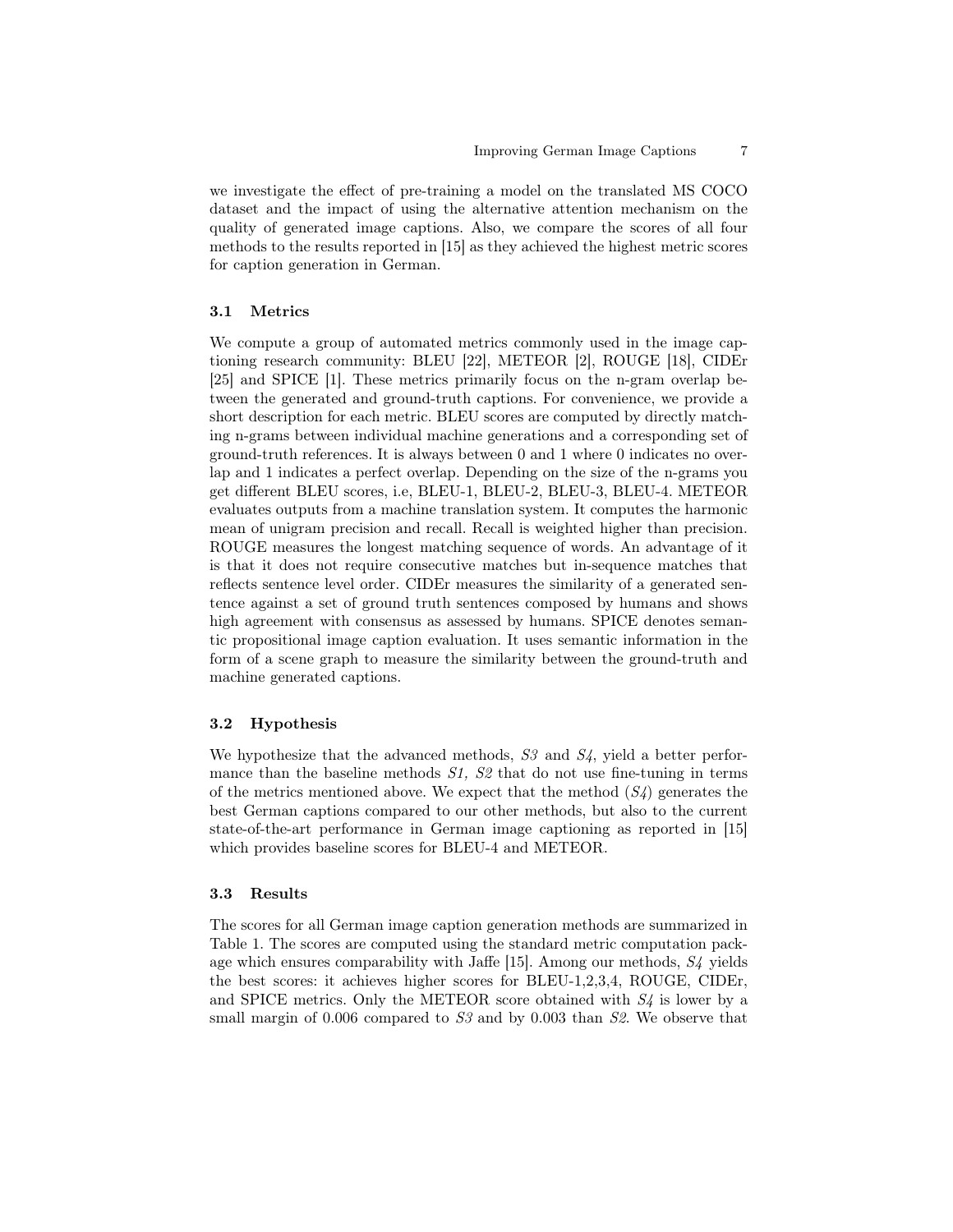we investigate the effect of pre-training a model on the translated MS COCO dataset and the impact of using the alternative attention mechanism on the quality of generated image captions. Also, we compare the scores of all four methods to the results reported in [15] as they achieved the highest metric scores for caption generation in German.

### 3.1 Metrics

We compute a group of automated metrics commonly used in the image captioning research community: BLEU [22], METEOR [2], ROUGE [18], CIDEr [25] and SPICE [1]. These metrics primarily focus on the n-gram overlap between the generated and ground-truth captions. For convenience, we provide a short description for each metric. BLEU scores are computed by directly matching n-grams between individual machine generations and a corresponding set of ground-truth references. It is always between 0 and 1 where 0 indicates no overlap and 1 indicates a perfect overlap. Depending on the size of the n-grams you get different BLEU scores, i.e, BLEU-1, BLEU-2, BLEU-3, BLEU-4. METEOR evaluates outputs from a machine translation system. It computes the harmonic mean of unigram precision and recall. Recall is weighted higher than precision. ROUGE measures the longest matching sequence of words. An advantage of it is that it does not require consecutive matches but in-sequence matches that reflects sentence level order. CIDEr measures the similarity of a generated sentence against a set of ground truth sentences composed by humans and shows high agreement with consensus as assessed by humans. SPICE denotes semantic propositional image caption evaluation. It uses semantic information in the form of a scene graph to measure the similarity between the ground-truth and machine generated captions.

### 3.2 Hypothesis

We hypothesize that the advanced methods, *S3* and *S4*, yield a better performance than the baseline methods *S1, S2* that do not use fine-tuning in terms of the metrics mentioned above. We expect that the method (*S4*) generates the best German captions compared to our other methods, but also to the current state-of-the-art performance in German image captioning as reported in [15] which provides baseline scores for BLEU-4 and METEOR.

### 3.3 Results

The scores for all German image caption generation methods are summarized in Table 1. The scores are computed using the standard metric computation package which ensures comparability with Jaffe [15]. Among our methods, *S4* yields the best scores: it achieves higher scores for BLEU-1,2,3,4, ROUGE, CIDEr, and SPICE metrics. Only the METEOR score obtained with *S4* is lower by a small margin of 0.006 compared to *S3* and by 0.003 than *S2*. We observe that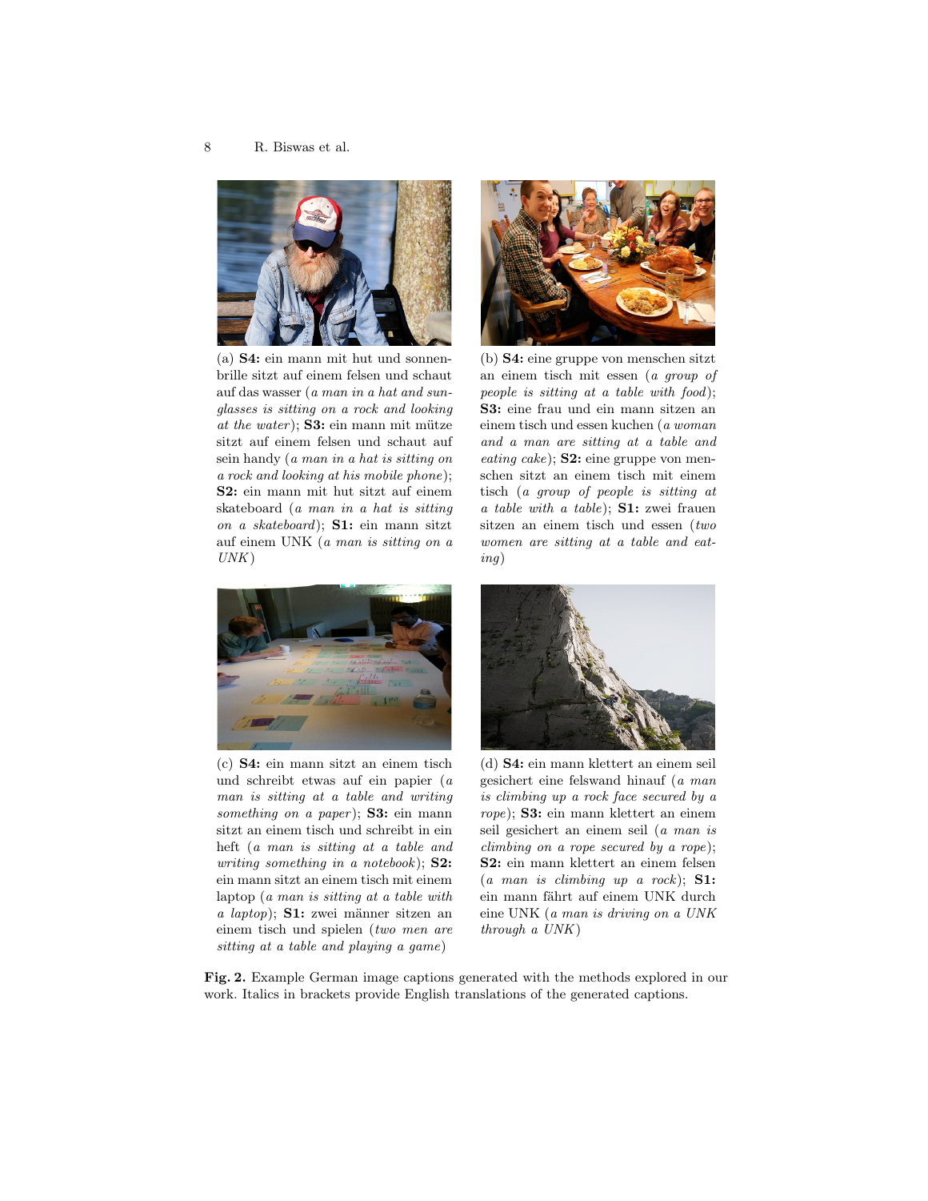(a) **S4:** ein mann mit hut und sonnenbrille sitzt auf einem felsen und schaut auf das wasser (*a man in a hat and sunglasses is sitting on a rock and looking at the water*); **S3:** ein mann mit mütze sitzt auf einem felsen und schaut auf sein handy (*a man in a hat is sitting on a rock and looking at his mobile phone*); **S2:** ein mann mit hut sitzt auf einem skateboard (*a man in a hat is sitting on a skateboard*); **S1:** ein mann sitzt auf einem UNK (*a man is sitting on a UNK*)

(b) **S4:** eine gruppe von menschen sitzt an einem tisch mit essen (*a group of people is sitting at a table with food*); **S3:** eine frau und ein mann sitzen an einem tisch und essen kuchen (*a woman and a man are sitting at a table and eating cake*); **S2:** eine gruppe von menschen sitzt an einem tisch mit einem tisch (*a group of people is sitting at a table with a table*); **S1:** zwei frauen sitzen an einem tisch und essen (*two women are sitting at a table and eating*)

(c) **S4:** ein mann sitzt an einem tisch und schreibt etwas auf ein papier (*a man is sitting at a table and writing something on a paper*); **S3:** ein mann sitzt an einem tisch und schreibt in ein heft (*a man is sitting at a table and writing something in a notebook*); **S2:** ein mann sitzt an einem tisch mit einem laptop (*a man is sitting at a table with a laptop*); **S1:** zwei männer sitzen an einem tisch und spielen (*two men are sitting at a table and playing a game*)

(d) **S4:** ein mann klettert an einem seil gesichert eine felswand hinauf (*a man is climbing up a rock face secured by a rope*); **S3:** ein mann klettert an einem seil gesichert an einem seil (*a man is climbing on a rope secured by a rope*); **S2:** ein mann klettert an einem felsen (*a man is climbing up a rock*); **S1:** ein mann fährt auf einem UNK durch eine UNK (*a man is driving on a UNK through a UNK*)

**Fig. 2.** Example German image captions generated with the methods explored in our work. Italics in brackets provide English translations of the generated captions.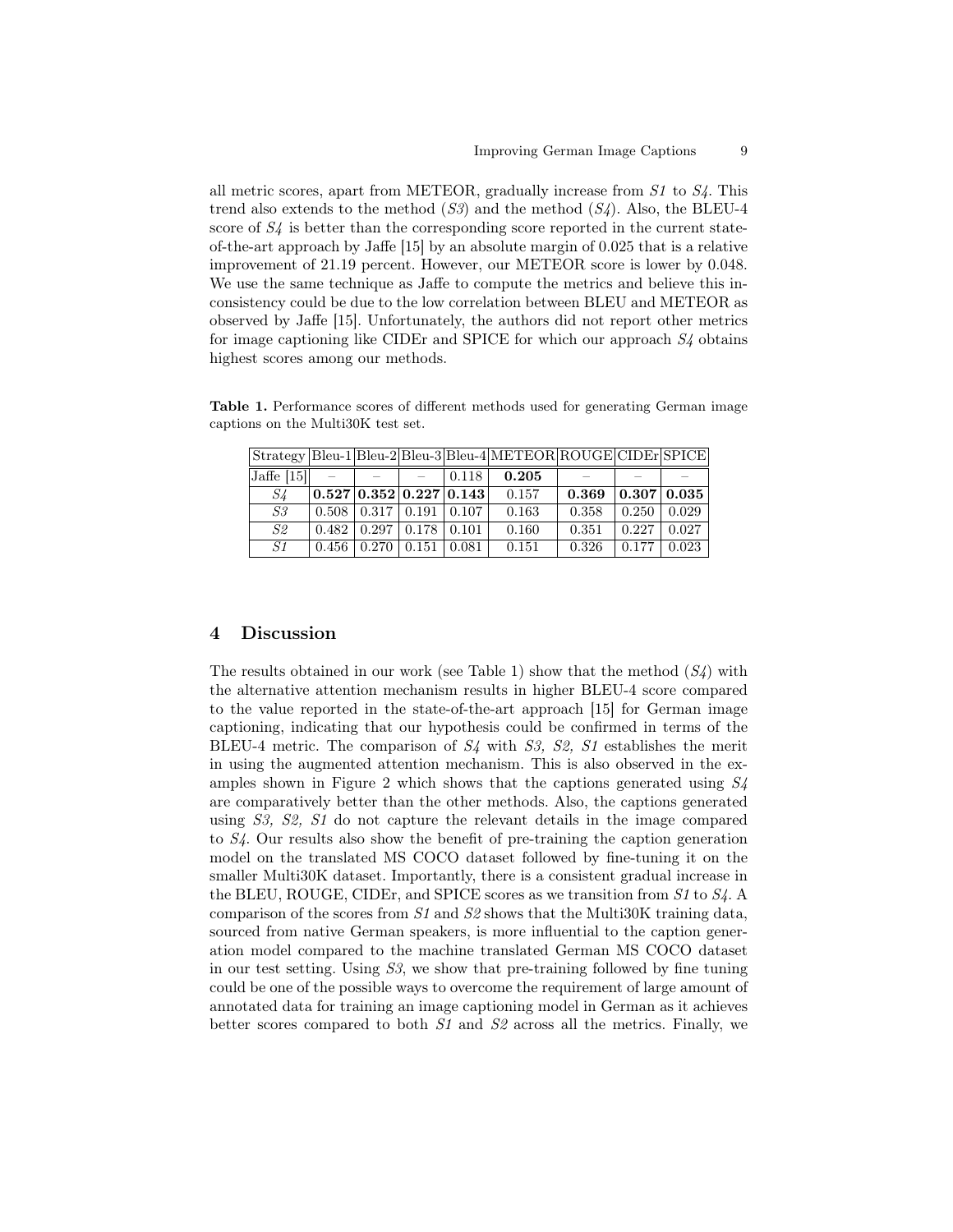all metric scores, apart from METEOR, gradually increase from *S1* to *S4*. This trend also extends to the method (*S3*) and the method (*S4*). Also, the BLEU-4 score of *S4* is better than the corresponding score reported in the current state-of-the-art approach by Jaffe [15] by an absolute margin of 0.025 that is a relative improvement of 21.19 percent. However, our METEOR score is lower by 0.048. We use the same technique as Jaffe to compute the metrics and believe this inconsistency could be due to the low correlation between BLEU and METEOR as observed by Jaffe [15]. Unfortunately, the authors did not report other metrics for image captioning like CIDEr and SPICE for which our approach *S4* obtains highest scores among our methods.

**Table 1.** Performance scores of different methods used for generating German image captions on the Multi30K test set.

| Strategy | Bleu-1 | Bleu-2 | Bleu-3 | Bleu-4 | METEOR | ROUGE | CIDEr | SPICE |
|---|---|---|---|---|---|---|---|---|
| Jaffe [15] | – | – | – | 0.118 | **0.205** | – | – | – |
| *S4* | **0.527** | **0.352** | **0.227** | **0.143** | 0.157 | **0.369** | **0.307** | **0.035** |
| *S3* | 0.508 | 0.317 | 0.191 | 0.107 | 0.163 | 0.358 | 0.250 | 0.029 |
| *S2* | 0.482 | 0.297 | 0.178 | 0.101 | 0.160 | 0.351 | 0.227 | 0.027 |
| *S1* | 0.456 | 0.270 | 0.151 | 0.081 | 0.151 | 0.326 | 0.177 | 0.023 |

## 4 Discussion

The results obtained in our work (see Table 1) show that the method (*S4*) with the alternative attention mechanism results in higher BLEU-4 score compared to the value reported in the state-of-the-art approach [15] for German image captioning, indicating that our hypothesis could be confirmed in terms of the BLEU-4 metric. The comparison of *S4* with *S3, S2, S1* establishes the merit in using the augmented attention mechanism. This is also observed in the examples shown in Figure 2 which shows that the captions generated using *S4* are comparatively better than the other methods. Also, the captions generated using *S3, S2, S1* do not capture the relevant details in the image compared to *S4*. Our results also show the benefit of pre-training the caption generation model on the translated MS COCO dataset followed by fine-tuning it on the smaller Multi30K dataset. Importantly, there is a consistent gradual increase in the BLEU, ROUGE, CIDEr, and SPICE scores as we transition from *S1* to *S4*. A comparison of the scores from *S1* and *S2* shows that the Multi30K training data, sourced from native German speakers, is more influential to the caption generation model compared to the machine translated German MS COCO dataset in our test setting. Using *S3*, we show that pre-training followed by fine tuning could be one of the possible ways to overcome the requirement of large amount of annotated data for training an image captioning model in German as it achieves better scores compared to both *S1* and *S2* across all the metrics. Finally, we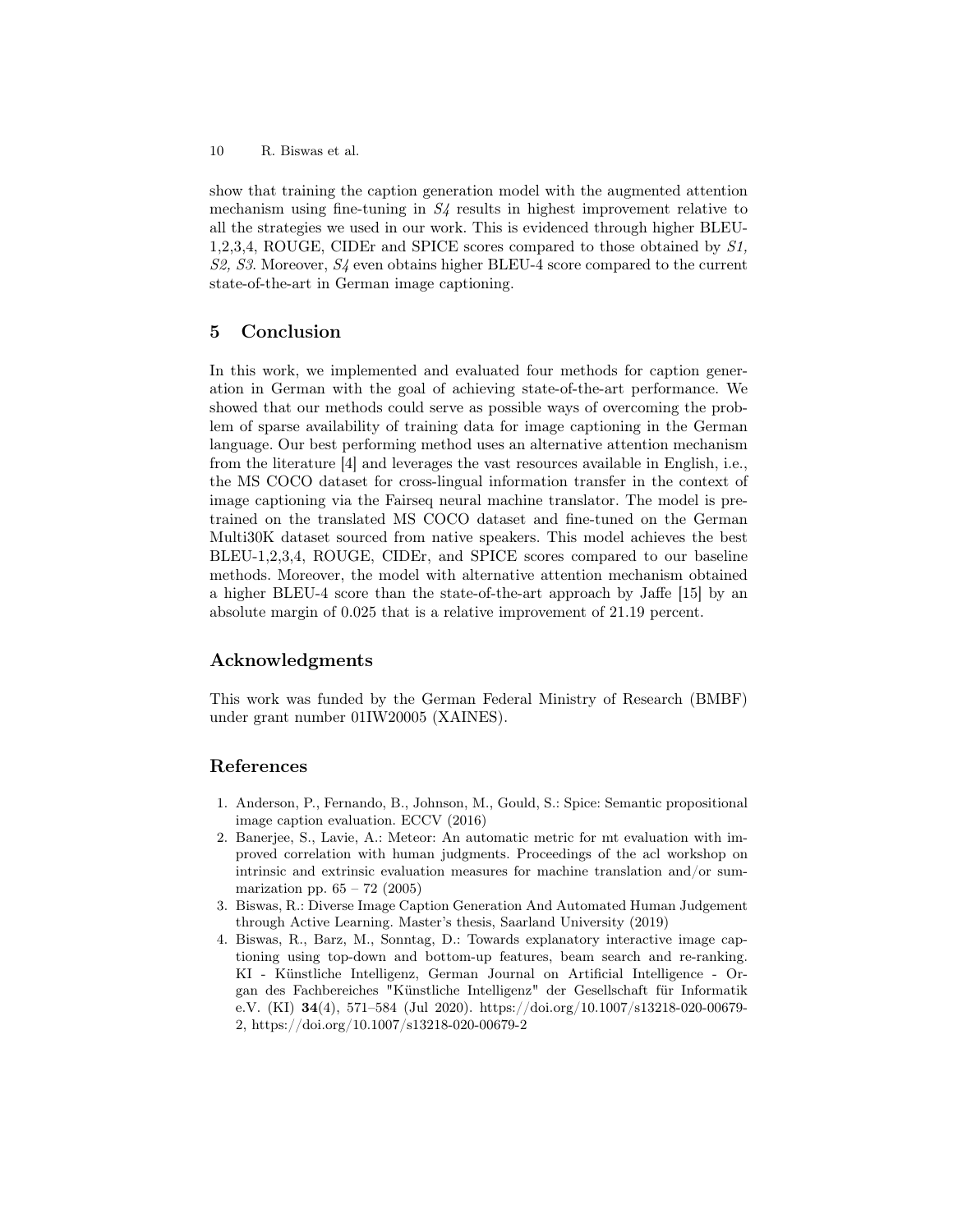show that training the caption generation model with the augmented attention mechanism using fine-tuning in *S4* results in highest improvement relative to all the strategies we used in our work. This is evidenced through higher BLEU-1,2,3,4, ROUGE, CIDEr and SPICE scores compared to those obtained by *S1, S2, S3*. Moreover, *S4* even obtains higher BLEU-4 score compared to the current state-of-the-art in German image captioning.

## 5 Conclusion

In this work, we implemented and evaluated four methods for caption generation in German with the goal of achieving state-of-the-art performance. We showed that our methods could serve as possible ways of overcoming the problem of sparse availability of training data for image captioning in the German language. Our best performing method uses an alternative attention mechanism from the literature [4] and leverages the vast resources available in English, i.e., the MS COCO dataset for cross-lingual information transfer in the context of image captioning via the Fairseq neural machine translator. The model is pre-trained on the translated MS COCO dataset and fine-tuned on the German Multi30K dataset sourced from native speakers. This model achieves the best BLEU-1,2,3,4, ROUGE, CIDEr, and SPICE scores compared to our baseline methods. Moreover, the model with alternative attention mechanism obtained a higher BLEU-4 score than the state-of-the-art approach by Jaffe [15] by an absolute margin of 0.025 that is a relative improvement of 21.19 percent.

## Acknowledgments

This work was funded by the German Federal Ministry of Research (BMBF) under grant number 01IW20005 (XAINES).

## References

1. Anderson, P., Fernando, B., Johnson, M., Gould, S.: Spice: Semantic propositional image caption evaluation. ECCV (2016)
2. Banerjee, S., Lavie, A.: Meteor: An automatic metric for mt evaluation with improved correlation with human judgments. Proceedings of the acl workshop on intrinsic and extrinsic evaluation measures for machine translation and/or summarization pp. 65 – 72 (2005)
3. Biswas, R.: Diverse Image Caption Generation And Automated Human Judgement through Active Learning. Master's thesis, Saarland University (2019)
4. Biswas, R., Barz, M., Sonntag, D.: Towards explanatory interactive image captioning using top-down and bottom-up features, beam search and re-ranking. KI - Künstliche Intelligenz, German Journal on Artificial Intelligence - Organ des Fachbereiches "Künstliche Intelligenz" der Gesellschaft für Informatik e.V. (KI) **34**(4), 571–584 (Jul 2020). https://doi.org/10.1007/s13218-020-00679-2, https://doi.org/10.1007/s13218-020-00679-2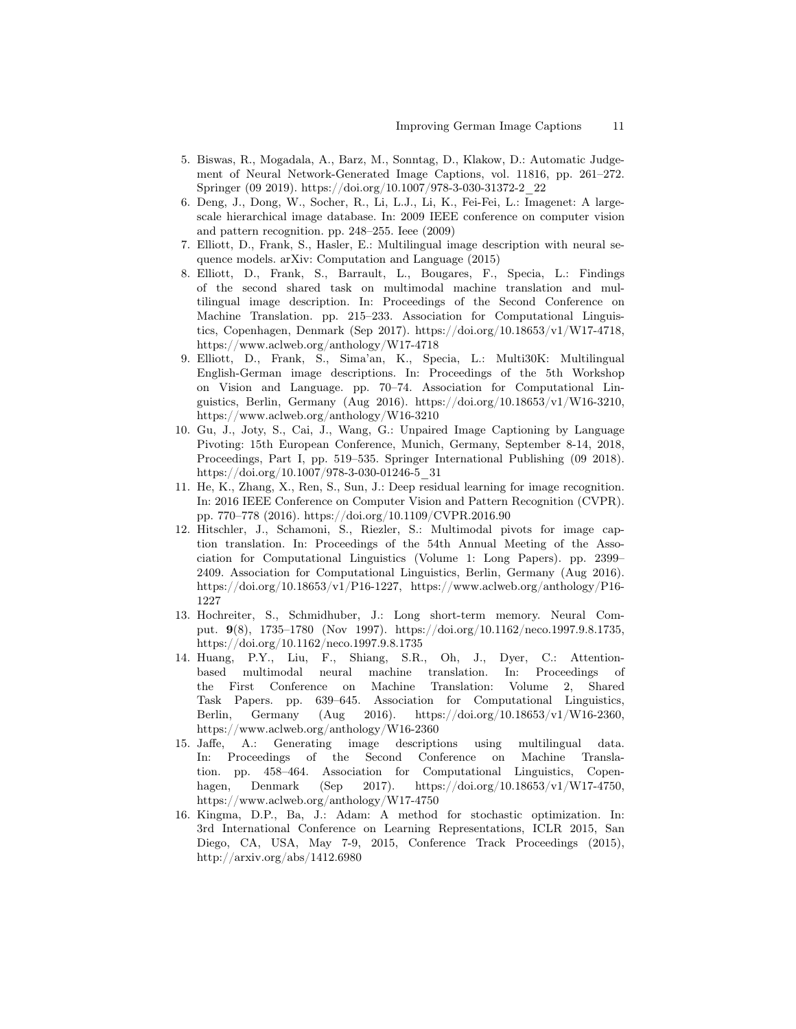5. Biswas, R., Mogadala, A., Barz, M., Sonntag, D., Klakow, D.: Automatic Judgement of Neural Network-Generated Image Captions, vol. 11816, pp. 261–272. Springer (09 2019). https://doi.org/10.1007/978-3-030-31372-2_22
6. Deng, J., Dong, W., Socher, R., Li, L.J., Li, K., Fei-Fei, L.: Imagenet: A large-scale hierarchical image database. In: 2009 IEEE conference on computer vision and pattern recognition. pp. 248–255. Ieee (2009)
7. Elliott, D., Frank, S., Hasler, E.: Multilingual image description with neural sequence models. arXiv: Computation and Language (2015)
8. Elliott, D., Frank, S., Barrault, L., Bougares, F., Specia, L.: Findings of the second shared task on multimodal machine translation and multilingual image description. In: Proceedings of the Second Conference on Machine Translation. pp. 215–233. Association for Computational Linguistics, Copenhagen, Denmark (Sep 2017). https://doi.org/10.18653/v1/W17-4718, https://www.aclweb.org/anthology/W17-4718
9. Elliott, D., Frank, S., Sima'an, K., Specia, L.: Multi30K: Multilingual English-German image descriptions. In: Proceedings of the 5th Workshop on Vision and Language. pp. 70–74. Association for Computational Linguistics, Berlin, Germany (Aug 2016). https://doi.org/10.18653/v1/W16-3210, https://www.aclweb.org/anthology/W16-3210
10. Gu, J., Joty, S., Cai, J., Wang, G.: Unpaired Image Captioning by Language Pivoting: 15th European Conference, Munich, Germany, September 8-14, 2018, Proceedings, Part I, pp. 519–535. Springer International Publishing (09 2018). https://doi.org/10.1007/978-3-030-01246-5_31
11. He, K., Zhang, X., Ren, S., Sun, J.: Deep residual learning for image recognition. In: 2016 IEEE Conference on Computer Vision and Pattern Recognition (CVPR). pp. 770–778 (2016). https://doi.org/10.1109/CVPR.2016.90
12. Hitschler, J., Schamoni, S., Riezler, S.: Multimodal pivots for image caption translation. In: Proceedings of the 54th Annual Meeting of the Association for Computational Linguistics (Volume 1: Long Papers). pp. 2399–2409. Association for Computational Linguistics, Berlin, Germany (Aug 2016). https://doi.org/10.18653/v1/P16-1227, https://www.aclweb.org/anthology/P16-1227
13. Hochreiter, S., Schmidhuber, J.: Long short-term memory. Neural Comput. **9**(8), 1735–1780 (Nov 1997). https://doi.org/10.1162/neco.1997.9.8.1735, https://doi.org/10.1162/neco.1997.9.8.1735
14. Huang, P.Y., Liu, F., Shiang, S.R., Oh, J., Dyer, C.: Attention-based multimodal neural machine translation. In: Proceedings of the First Conference on Machine Translation: Volume 2, Shared Task Papers. pp. 639–645. Association for Computational Linguistics, Berlin, Germany (Aug 2016). https://doi.org/10.18653/v1/W16-2360, https://www.aclweb.org/anthology/W16-2360
15. Jaffe, A.: Generating image descriptions using multilingual data. In: Proceedings of the Second Conference on Machine Translation. pp. 458–464. Association for Computational Linguistics, Copenhagen, Denmark (Sep 2017). https://doi.org/10.18653/v1/W17-4750, https://www.aclweb.org/anthology/W17-4750
16. Kingma, D.P., Ba, J.: Adam: A method for stochastic optimization. In: 3rd International Conference on Learning Representations, ICLR 2015, San Diego, CA, USA, May 7-9, 2015, Conference Track Proceedings (2015), http://arxiv.org/abs/1412.6980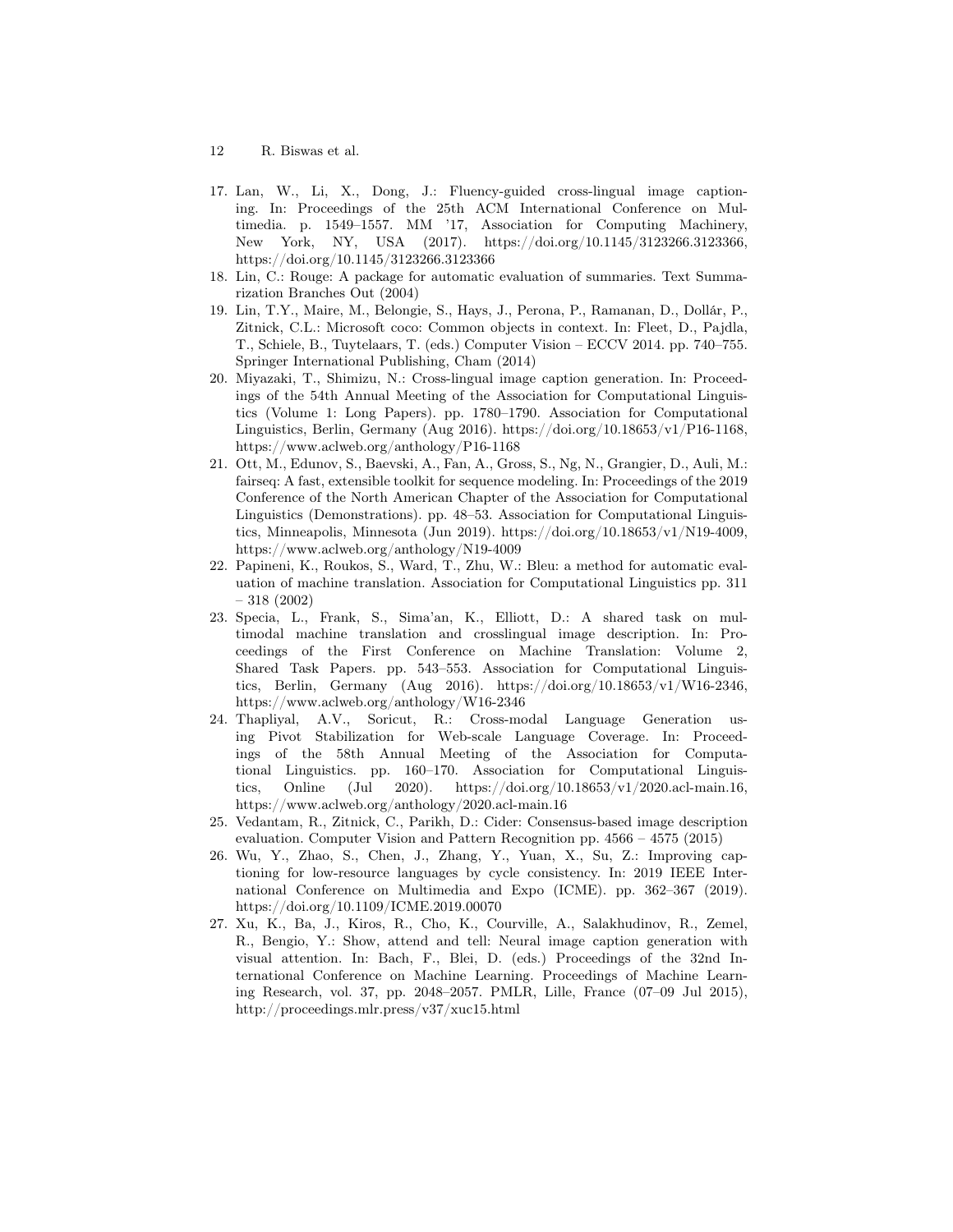17. Lan, W., Li, X., Dong, J.: Fluency-guided cross-lingual image captioning. In: Proceedings of the 25th ACM International Conference on Multimedia. p. 1549–1557. MM '17, Association for Computing Machinery, New York, NY, USA (2017). https://doi.org/10.1145/3123266.3123366, https://doi.org/10.1145/3123266.3123366
18. Lin, C.: Rouge: A package for automatic evaluation of summaries. Text Summarization Branches Out (2004)
19. Lin, T.Y., Maire, M., Belongie, S., Hays, J., Perona, P., Ramanan, D., Dollár, P., Zitnick, C.L.: Microsoft coco: Common objects in context. In: Fleet, D., Pajdla, T., Schiele, B., Tuytelaars, T. (eds.) Computer Vision – ECCV 2014. pp. 740–755. Springer International Publishing, Cham (2014)
20. Miyazaki, T., Shimizu, N.: Cross-lingual image caption generation. In: Proceedings of the 54th Annual Meeting of the Association for Computational Linguistics (Volume 1: Long Papers). pp. 1780–1790. Association for Computational Linguistics, Berlin, Germany (Aug 2016). https://doi.org/10.18653/v1/P16-1168, https://www.aclweb.org/anthology/P16-1168
21. Ott, M., Edunov, S., Baevski, A., Fan, A., Gross, S., Ng, N., Grangier, D., Auli, M.: fairseq: A fast, extensible toolkit for sequence modeling. In: Proceedings of the 2019 Conference of the North American Chapter of the Association for Computational Linguistics (Demonstrations). pp. 48–53. Association for Computational Linguistics, Minneapolis, Minnesota (Jun 2019). https://doi.org/10.18653/v1/N19-4009, https://www.aclweb.org/anthology/N19-4009
22. Papineni, K., Roukos, S., Ward, T., Zhu, W.: Bleu: a method for automatic evaluation of machine translation. Association for Computational Linguistics pp. 311 – 318 (2002)
23. Specia, L., Frank, S., Sima'an, K., Elliott, D.: A shared task on multimodal machine translation and crosslingual image description. In: Proceedings of the First Conference on Machine Translation: Volume 2, Shared Task Papers. pp. 543–553. Association for Computational Linguistics, Berlin, Germany (Aug 2016). https://doi.org/10.18653/v1/W16-2346, https://www.aclweb.org/anthology/W16-2346
24. Thapliyal, A.V., Soricut, R.: Cross-modal Language Generation using Pivot Stabilization for Web-scale Language Coverage. In: Proceedings of the 58th Annual Meeting of the Association for Computational Linguistics. pp. 160–170. Association for Computational Linguistics, Online (Jul 2020). https://doi.org/10.18653/v1/2020.acl-main.16, https://www.aclweb.org/anthology/2020.acl-main.16
25. Vedantam, R., Zitnick, C., Parikh, D.: Cider: Consensus-based image description evaluation. Computer Vision and Pattern Recognition pp. 4566 – 4575 (2015)
26. Wu, Y., Zhao, S., Chen, J., Zhang, Y., Yuan, X., Su, Z.: Improving captioning for low-resource languages by cycle consistency. In: 2019 IEEE International Conference on Multimedia and Expo (ICME). pp. 362–367 (2019). https://doi.org/10.1109/ICME.2019.00070
27. Xu, K., Ba, J., Kiros, R., Cho, K., Courville, A., Salakhudinov, R., Zemel, R., Bengio, Y.: Show, attend and tell: Neural image caption generation with visual attention. In: Bach, F., Blei, D. (eds.) Proceedings of the 32nd International Conference on Machine Learning. Proceedings of Machine Learning Research, vol. 37, pp. 2048–2057. PMLR, Lille, France (07–09 Jul 2015), http://proceedings.mlr.press/v37/xuc15.html